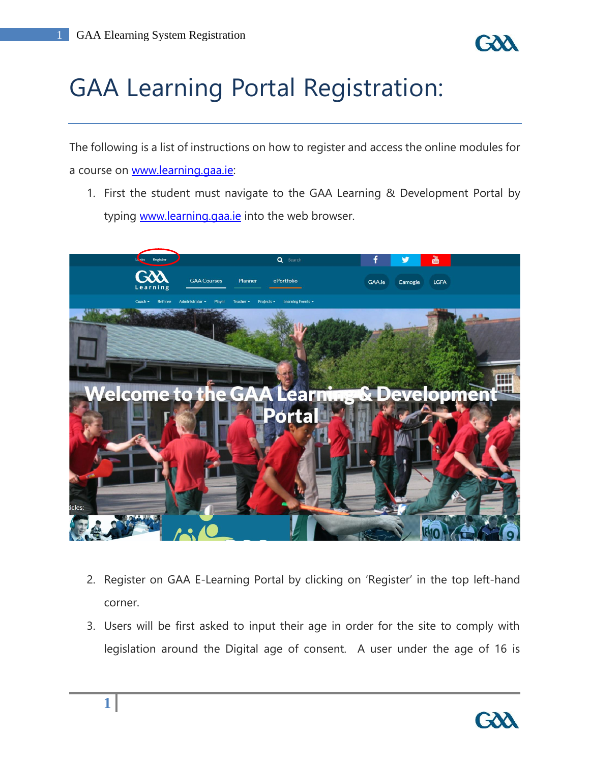# GAA Learning Portal Registration:

The following is a list of instructions on how to register and access the online modules for a course on www.learning.gaa.ie:

1. First the student must navigate to the GAA Learning & Development Portal by typing www.learning.gaa.ie into the web browser.

2. Register on GAA E-Learning Portal by clicking on 'Register' in the top left-hand corner.
3. Users will be first asked to input their age in order for the site to comply with legislation around the Digital age of consent. A user under the age of 16 is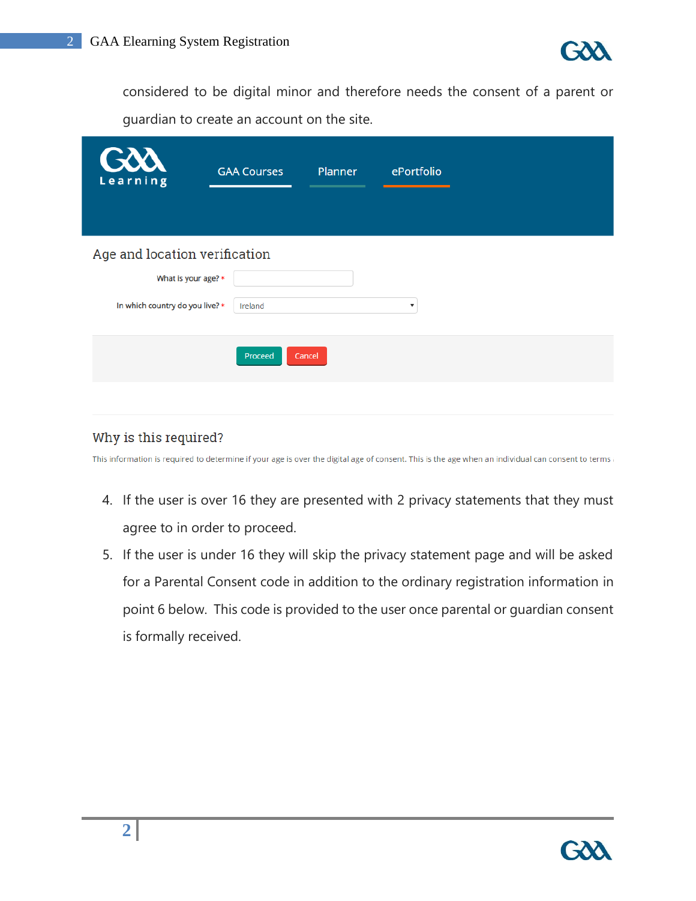considered to be digital minor and therefore needs the consent of a parent or guardian to create an account on the site.

GAA Courses    Planner    ePortfolio

## Age and location verification

What is your age? *

In which country do you live? * Ireland

Proceed    Cancel

## Why is this required?

This information is required to determine if your age is over the digital age of consent. This is the age when an individual can consent to terms

4. If the user is over 16 they are presented with 2 privacy statements that they must agree to in order to proceed.
5. If the user is under 16 they will skip the privacy statement page and will be asked for a Parental Consent code in addition to the ordinary registration information in point 6 below. This code is provided to the user once parental or guardian consent is formally received.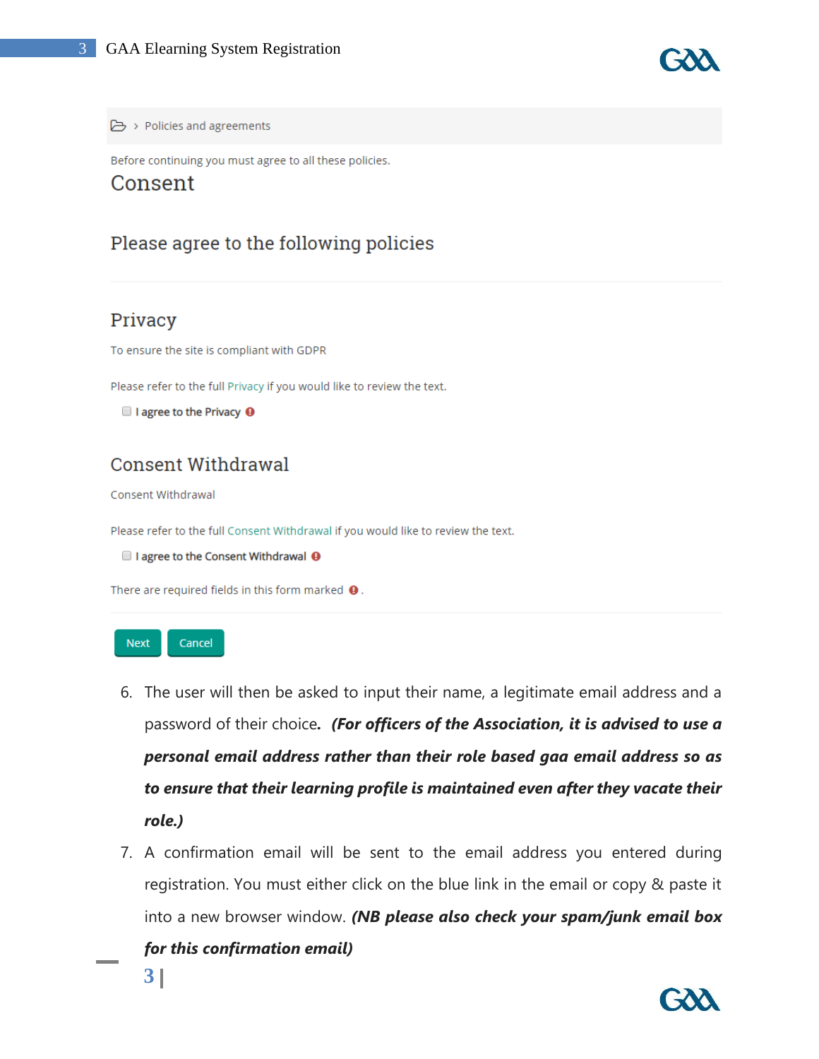Policies and agreements

Before continuing you must agree to all these policies.

# Consent

## Please agree to the following policies

### Privacy

To ensure the site is compliant with GDPR

Please refer to the full Privacy if you would like to review the text.

- [ ] **I agree to the Privacy**

### Consent Withdrawal

Consent Withdrawal

Please refer to the full Consent Withdrawal if you would like to review the text.

- [ ] **I agree to the Consent Withdrawal**

There are required fields in this form marked .

Next  Cancel

6. The user will then be asked to input their name, a legitimate email address and a password of their choice**.** ***(For officers of the Association, it is advised to use a personal email address rather than their role based gaa email address so as to ensure that their learning profile is maintained even after they vacate their role.)***
7. A confirmation email will be sent to the email address you entered during registration. You must either click on the blue link in the email or copy & paste it into a new browser window. ***(NB please also check your spam/junk email box for this confirmation email)***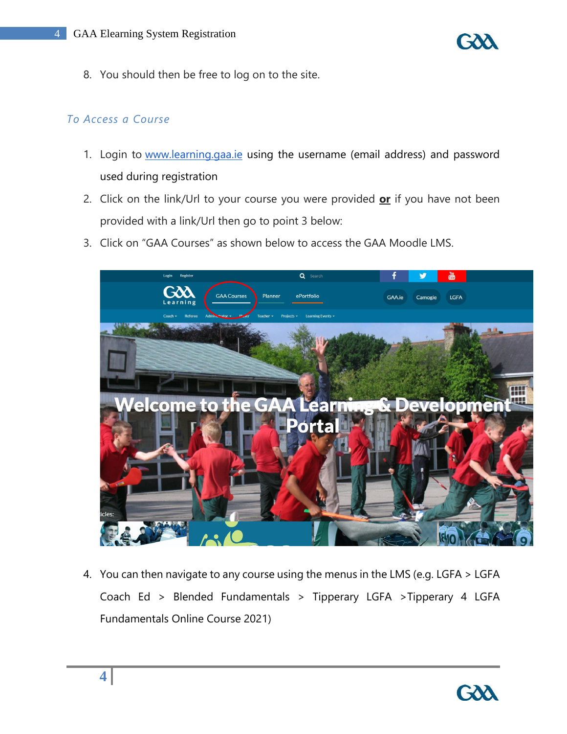8. You should then be free to log on to the site.

## *To Access a Course*

1. Login to [www.learning.gaa.ie](http://www.learning.gaa.ie) using the username (email address) and password used during registration
2. Click on the link/Url to your course you were provided **or** if you have not been provided with a link/Url then go to point 3 below:
3. Click on "GAA Courses" as shown below to access the GAA Moodle LMS.

4. You can then navigate to any course using the menus in the LMS (e.g. LGFA > LGFA Coach Ed > Blended Fundamentals > Tipperary LGFA >Tipperary 4 LGFA Fundamentals Online Course 2021)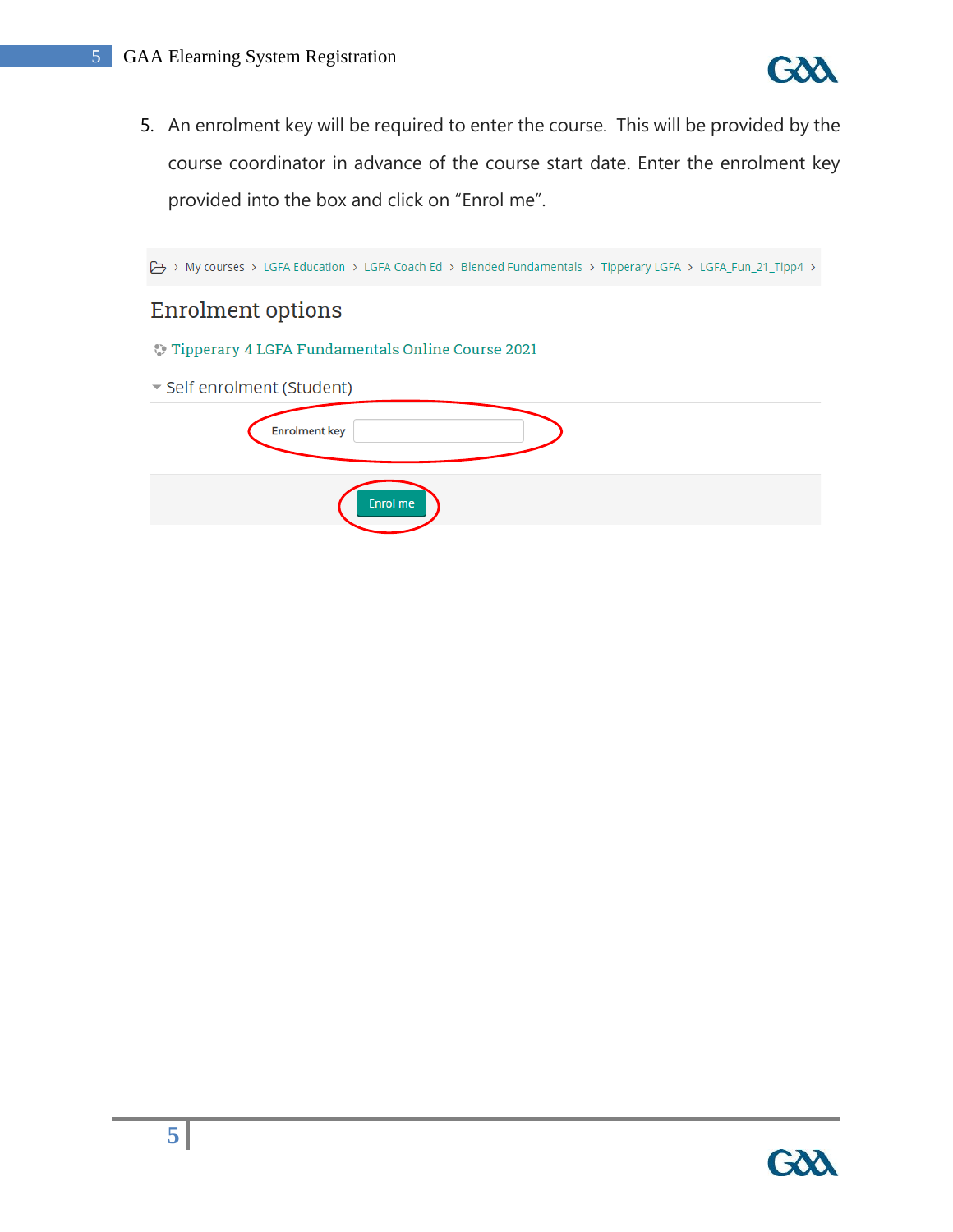5. An enrolment key will be required to enter the course. This will be provided by the course coordinator in advance of the course start date. Enter the enrolment key provided into the box and click on “Enrol me”.

› My courses › LGFA Education › LGFA Coach Ed › Blended Fundamentals › Tipperary LGFA › LGFA_Fun_21_Tipp4 ›

Enrolment options

Tipperary 4 LGFA Fundamentals Online Course 2021

Self enrolment (Student)

Enrolment key

Enrol me